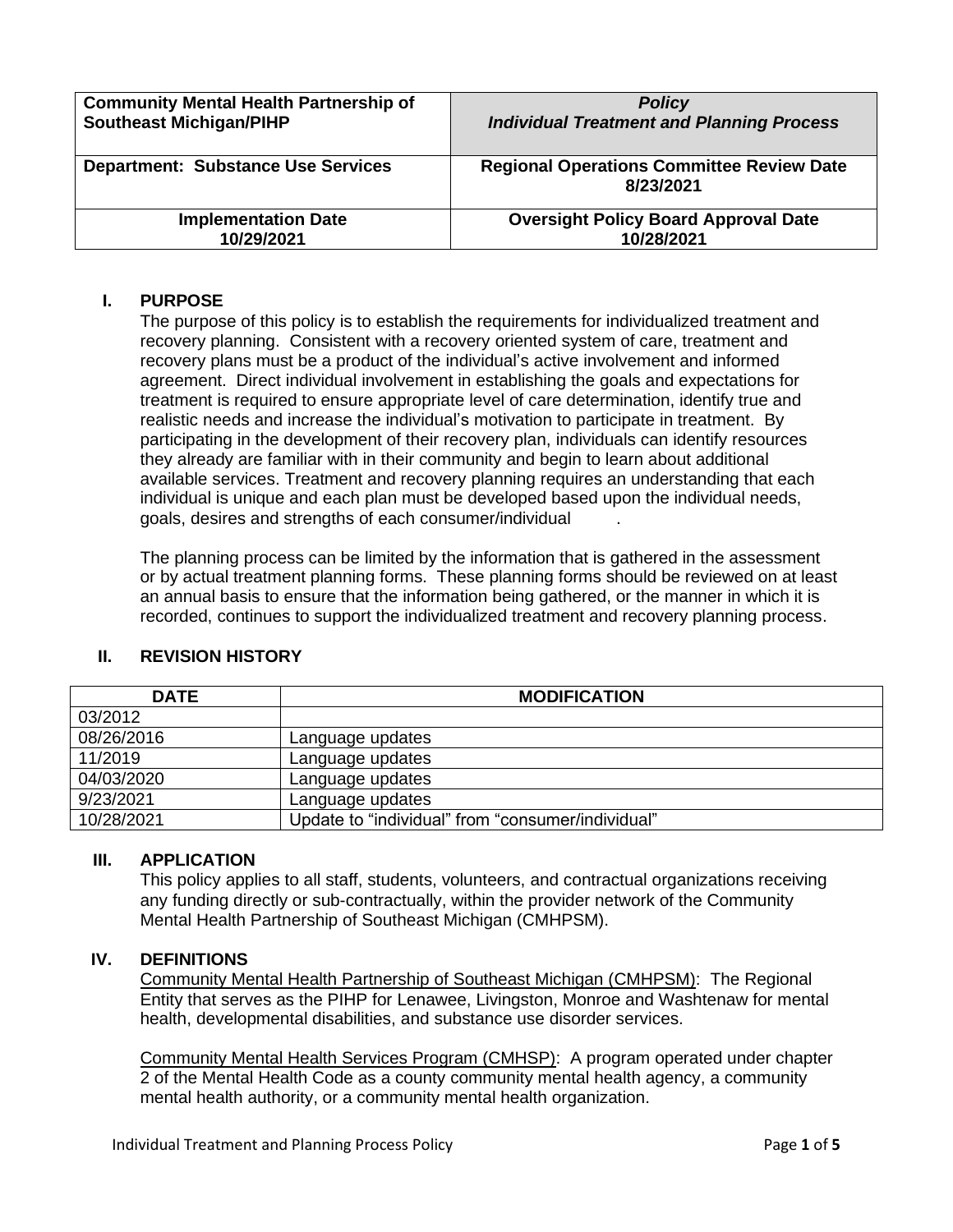| **Community Mental Health Partnership of Southeast Michigan/PIHP** | ***Policy*** ***Individual Treatment and Planning Process*** |
|---|---|
| **Department: Substance Use Services** | **Regional Operations Committee Review Date 8/23/2021** |
| **Implementation Date 10/29/2021** | **Oversight Policy Board Approval Date 10/28/2021** |

## I. PURPOSE

The purpose of this policy is to establish the requirements for individualized treatment and recovery planning. Consistent with a recovery oriented system of care, treatment and recovery plans must be a product of the individual's active involvement and informed agreement. Direct individual involvement in establishing the goals and expectations for treatment is required to ensure appropriate level of care determination, identify true and realistic needs and increase the individual's motivation to participate in treatment. By participating in the development of their recovery plan, individuals can identify resources they already are familiar with in their community and begin to learn about additional available services. Treatment and recovery planning requires an understanding that each individual is unique and each plan must be developed based upon the individual needs, goals, desires and strengths of each consumer/individual .

The planning process can be limited by the information that is gathered in the assessment or by actual treatment planning forms. These planning forms should be reviewed on at least an annual basis to ensure that the information being gathered, or the manner in which it is recorded, continues to support the individualized treatment and recovery planning process.

## II. REVISION HISTORY

| DATE | MODIFICATION |
|---|---|
| 03/2012 | |
| 08/26/2016 | Language updates |
| 11/2019 | Language updates |
| 04/03/2020 | Language updates |
| 9/23/2021 | Language updates |
| 10/28/2021 | Update to "individual" from "consumer/individual" |

## III. APPLICATION

This policy applies to all staff, students, volunteers, and contractual organizations receiving any funding directly or sub-contractually, within the provider network of the Community Mental Health Partnership of Southeast Michigan (CMHPSM).

## IV. DEFINITIONS

Community Mental Health Partnership of Southeast Michigan (CMHPSM): The Regional Entity that serves as the PIHP for Lenawee, Livingston, Monroe and Washtenaw for mental health, developmental disabilities, and substance use disorder services.

Community Mental Health Services Program (CMHSP): A program operated under chapter 2 of the Mental Health Code as a county community mental health agency, a community mental health authority, or a community mental health organization.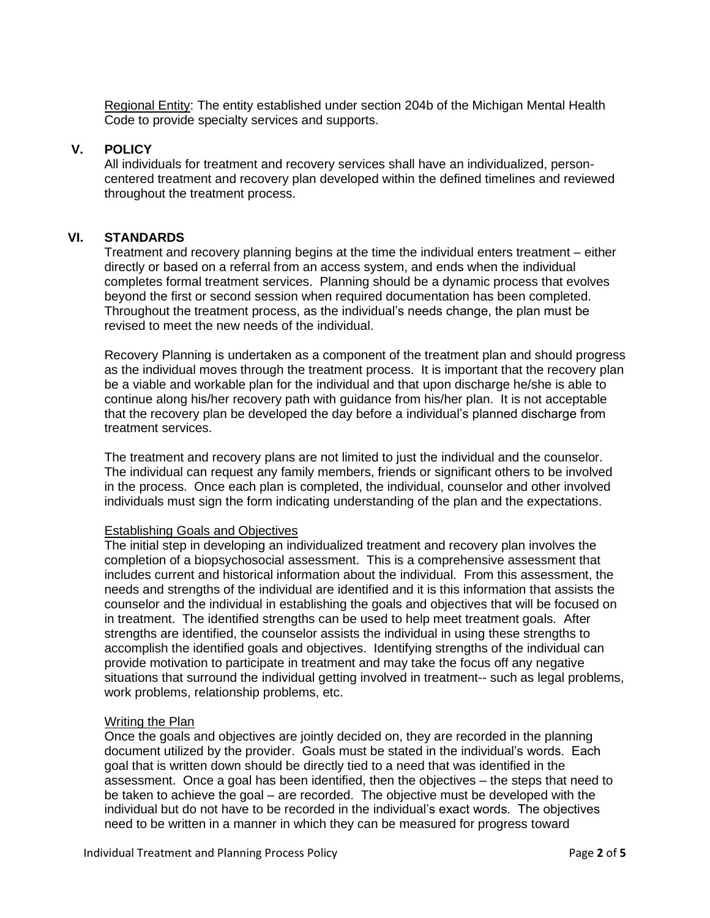<u>Regional Entity</u>: The entity established under section 204b of the Michigan Mental Health Code to provide specialty services and supports.

## V. POLICY

All individuals for treatment and recovery services shall have an individualized, person-centered treatment and recovery plan developed within the defined timelines and reviewed throughout the treatment process.

## VI. STANDARDS

Treatment and recovery planning begins at the time the individual enters treatment – either directly or based on a referral from an access system, and ends when the individual completes formal treatment services. Planning should be a dynamic process that evolves beyond the first or second session when required documentation has been completed. Throughout the treatment process, as the individual's needs change, the plan must be revised to meet the new needs of the individual.

Recovery Planning is undertaken as a component of the treatment plan and should progress as the individual moves through the treatment process. It is important that the recovery plan be a viable and workable plan for the individual and that upon discharge he/she is able to continue along his/her recovery path with guidance from his/her plan. It is not acceptable that the recovery plan be developed the day before a individual's planned discharge from treatment services.

The treatment and recovery plans are not limited to just the individual and the counselor. The individual can request any family members, friends or significant others to be involved in the process. Once each plan is completed, the individual, counselor and other involved individuals must sign the form indicating understanding of the plan and the expectations.

<u>Establishing Goals and Objectives</u>

The initial step in developing an individualized treatment and recovery plan involves the completion of a biopsychosocial assessment. This is a comprehensive assessment that includes current and historical information about the individual. From this assessment, the needs and strengths of the individual are identified and it is this information that assists the counselor and the individual in establishing the goals and objectives that will be focused on in treatment. The identified strengths can be used to help meet treatment goals. After strengths are identified, the counselor assists the individual in using these strengths to accomplish the identified goals and objectives. Identifying strengths of the individual can provide motivation to participate in treatment and may take the focus off any negative situations that surround the individual getting involved in treatment-- such as legal problems, work problems, relationship problems, etc.

<u>Writing the Plan</u>

Once the goals and objectives are jointly decided on, they are recorded in the planning document utilized by the provider. Goals must be stated in the individual's words. Each goal that is written down should be directly tied to a need that was identified in the assessment. Once a goal has been identified, then the objectives – the steps that need to be taken to achieve the goal – are recorded. The objective must be developed with the individual but do not have to be recorded in the individual's exact words. The objectives need to be written in a manner in which they can be measured for progress toward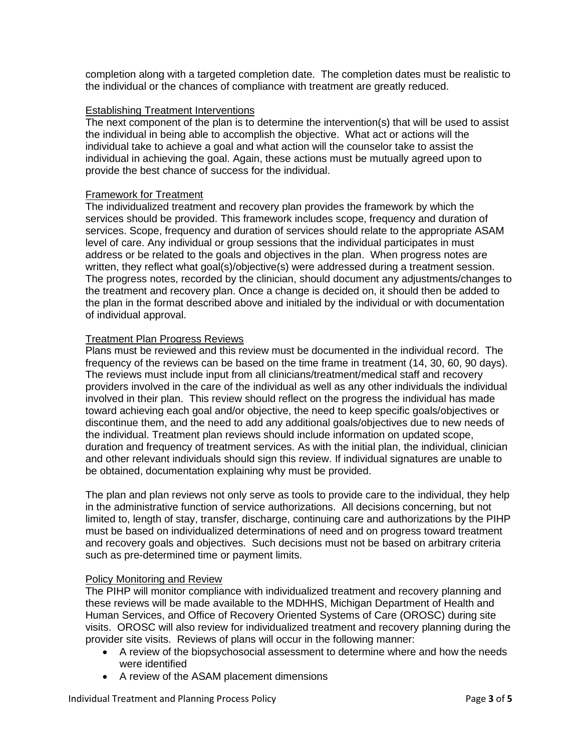completion along with a targeted completion date. The completion dates must be realistic to the individual or the chances of compliance with treatment are greatly reduced.

### Establishing Treatment Interventions

The next component of the plan is to determine the intervention(s) that will be used to assist the individual in being able to accomplish the objective. What act or actions will the individual take to achieve a goal and what action will the counselor take to assist the individual in achieving the goal. Again, these actions must be mutually agreed upon to provide the best chance of success for the individual.

### Framework for Treatment

The individualized treatment and recovery plan provides the framework by which the services should be provided. This framework includes scope, frequency and duration of services. Scope, frequency and duration of services should relate to the appropriate ASAM level of care. Any individual or group sessions that the individual participates in must address or be related to the goals and objectives in the plan. When progress notes are written, they reflect what goal(s)/objective(s) were addressed during a treatment session. The progress notes, recorded by the clinician, should document any adjustments/changes to the treatment and recovery plan. Once a change is decided on, it should then be added to the plan in the format described above and initialed by the individual or with documentation of individual approval.

### Treatment Plan Progress Reviews

Plans must be reviewed and this review must be documented in the individual record. The frequency of the reviews can be based on the time frame in treatment (14, 30, 60, 90 days). The reviews must include input from all clinicians/treatment/medical staff and recovery providers involved in the care of the individual as well as any other individuals the individual involved in their plan. This review should reflect on the progress the individual has made toward achieving each goal and/or objective, the need to keep specific goals/objectives or discontinue them, and the need to add any additional goals/objectives due to new needs of the individual. Treatment plan reviews should include information on updated scope, duration and frequency of treatment services. As with the initial plan, the individual, clinician and other relevant individuals should sign this review. If individual signatures are unable to be obtained, documentation explaining why must be provided.

The plan and plan reviews not only serve as tools to provide care to the individual, they help in the administrative function of service authorizations. All decisions concerning, but not limited to, length of stay, transfer, discharge, continuing care and authorizations by the PIHP must be based on individualized determinations of need and on progress toward treatment and recovery goals and objectives. Such decisions must not be based on arbitrary criteria such as pre-determined time or payment limits.

### Policy Monitoring and Review

The PIHP will monitor compliance with individualized treatment and recovery planning and these reviews will be made available to the MDHHS, Michigan Department of Health and Human Services, and Office of Recovery Oriented Systems of Care (OROSC) during site visits. OROSC will also review for individualized treatment and recovery planning during the provider site visits. Reviews of plans will occur in the following manner:

- A review of the biopsychosocial assessment to determine where and how the needs were identified
- A review of the ASAM placement dimensions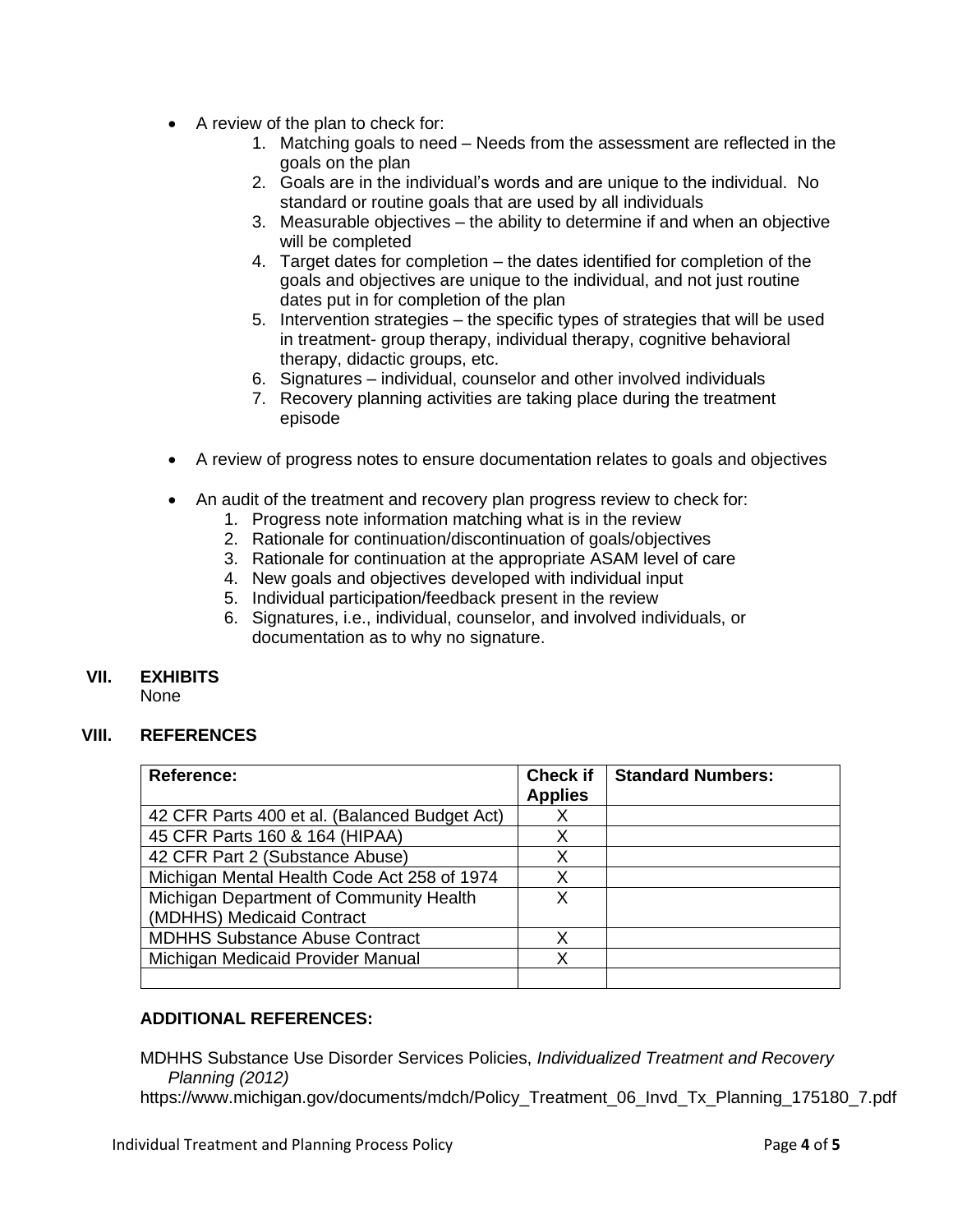- A review of the plan to check for:
    1. Matching goals to need – Needs from the assessment are reflected in the goals on the plan
    2. Goals are in the individual's words and are unique to the individual. No standard or routine goals that are used by all individuals
    3. Measurable objectives – the ability to determine if and when an objective will be completed
    4. Target dates for completion – the dates identified for completion of the goals and objectives are unique to the individual, and not just routine dates put in for completion of the plan
    5. Intervention strategies – the specific types of strategies that will be used in treatment- group therapy, individual therapy, cognitive behavioral therapy, didactic groups, etc.
    6. Signatures – individual, counselor and other involved individuals
    7. Recovery planning activities are taking place during the treatment episode

- A review of progress notes to ensure documentation relates to goals and objectives

- An audit of the treatment and recovery plan progress review to check for:
    1. Progress note information matching what is in the review
    2. Rationale for continuation/discontinuation of goals/objectives
    3. Rationale for continuation at the appropriate ASAM level of care
    4. New goals and objectives developed with individual input
    5. Individual participation/feedback present in the review
    6. Signatures, i.e., individual, counselor, and involved individuals, or documentation as to why no signature.

## VII. EXHIBITS

None

## VIII. REFERENCES

| Reference: | Check if Applies | Standard Numbers: |
|---|---|---|
| 42 CFR Parts 400 et al. (Balanced Budget Act) | X | |
| 45 CFR Parts 160 & 164 (HIPAA) | X | |
| 42 CFR Part 2 (Substance Abuse) | X | |
| Michigan Mental Health Code Act 258 of 1974 | X | |
| Michigan Department of Community Health (MDHHS) Medicaid Contract | X | |
| MDHHS Substance Abuse Contract | X | |
| Michigan Medicaid Provider Manual | X | |
| | | |

**ADDITIONAL REFERENCES:**

MDHHS Substance Use Disorder Services Policies, *Individualized Treatment and Recovery Planning (2012)*
https://www.michigan.gov/documents/mdch/Policy_Treatment_06_Invd_Tx_Planning_175180_7.pdf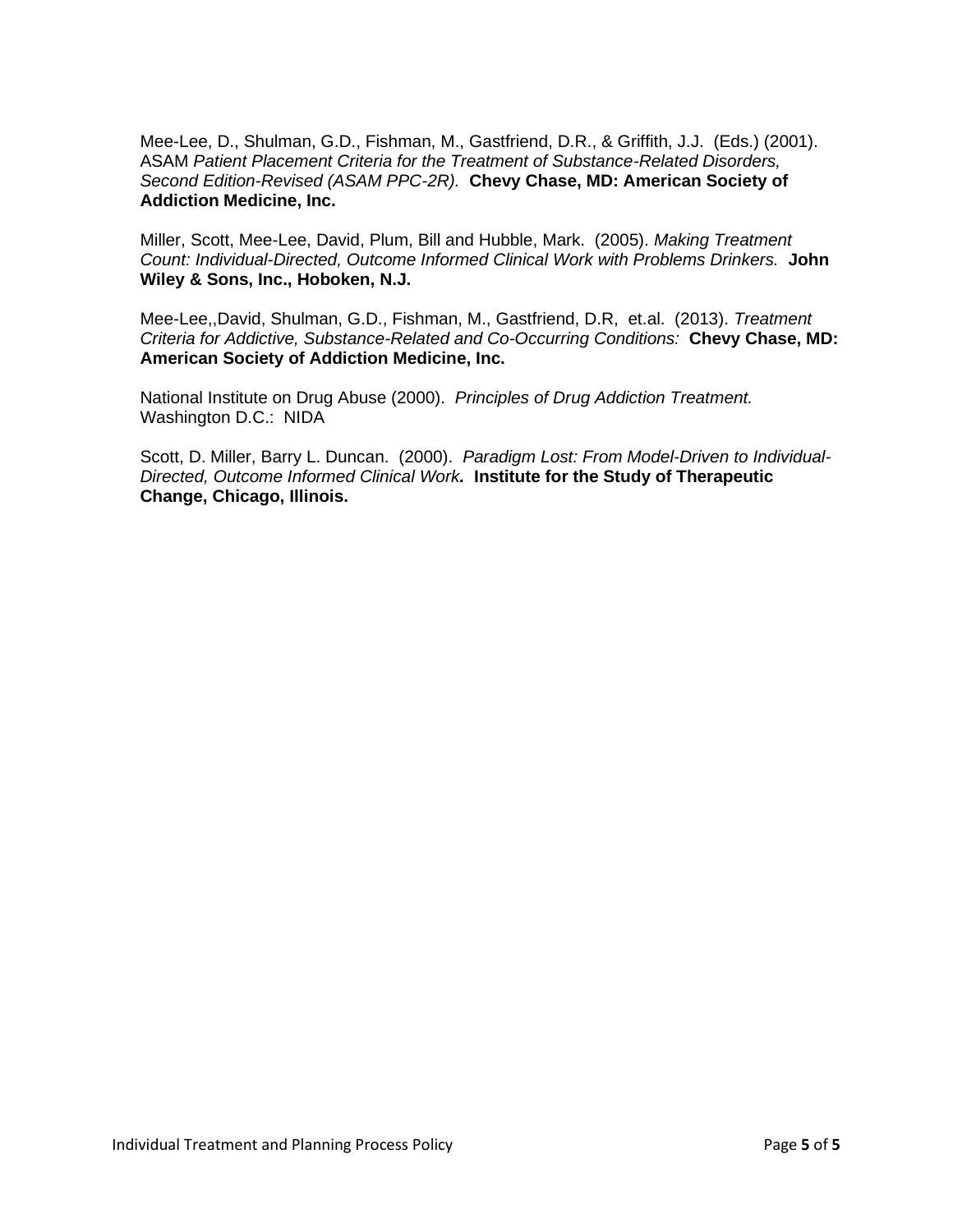Mee-Lee, D., Shulman, G.D., Fishman, M., Gastfriend, D.R., & Griffith, J.J. (Eds.) (2001). ASAM *Patient Placement Criteria for the Treatment of Substance-Related Disorders, Second Edition-Revised (ASAM PPC-2R).* **Chevy Chase, MD: American Society of Addiction Medicine, Inc.**

Miller, Scott, Mee-Lee, David, Plum, Bill and Hubble, Mark. (2005). *Making Treatment Count: Individual-Directed, Outcome Informed Clinical Work with Problems Drinkers.* **John Wiley & Sons, Inc., Hoboken, N.J.**

Mee-Lee,,David, Shulman, G.D., Fishman, M., Gastfriend, D.R, et.al. (2013). *Treatment Criteria for Addictive, Substance-Related and Co-Occurring Conditions:* **Chevy Chase, MD: American Society of Addiction Medicine, Inc.**

National Institute on Drug Abuse (2000). *Principles of Drug Addiction Treatment.* Washington D.C.: NIDA

Scott, D. Miller, Barry L. Duncan. (2000). *Paradigm Lost: From Model-Driven to Individual-Directed, Outcome Informed Clinical Work.* **Institute for the Study of Therapeutic Change, Chicago, Illinois.**